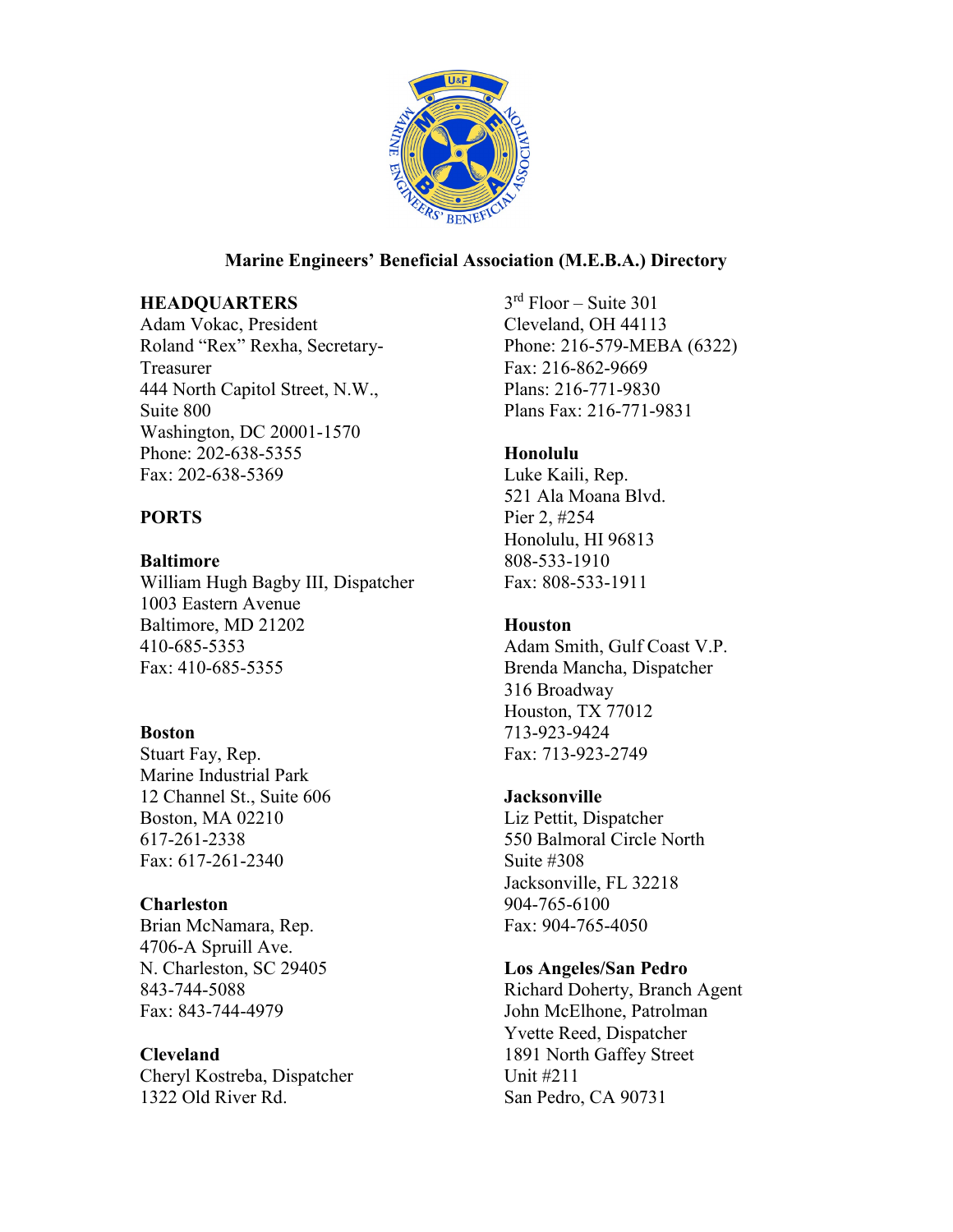# Marine Engineers' Beneficial Association (M.E.B.A.) Directory

## HEADQUARTERS

Adam Vokac, President
Roland "Rex" Rexha, Secretary-Treasurer
444 North Capitol Street, N.W.,
Suite 800
Washington, DC 20001-1570
Phone: 202-638-5355
Fax: 202-638-5369

## PORTS

### Baltimore

William Hugh Bagby III, Dispatcher
1003 Eastern Avenue
Baltimore, MD 21202
410-685-5353
Fax: 410-685-5355

### Boston

Stuart Fay, Rep.
Marine Industrial Park
12 Channel St., Suite 606
Boston, MA 02210
617-261-2338
Fax: 617-261-2340

### Charleston

Brian McNamara, Rep.
4706-A Spruill Ave.
N. Charleston, SC 29405
843-744-5088
Fax: 843-744-4979

### Cleveland

Cheryl Kostreba, Dispatcher
1322 Old River Rd.
3rd Floor – Suite 301
Cleveland, OH 44113
Phone: 216-579-MEBA (6322)
Fax: 216-862-9669
Plans: 216-771-9830
Plans Fax: 216-771-9831

### Honolulu

Luke Kaili, Rep.
521 Ala Moana Blvd.
Pier 2, #254
Honolulu, HI 96813
808-533-1910
Fax: 808-533-1911

### Houston

Adam Smith, Gulf Coast V.P.
Brenda Mancha, Dispatcher
316 Broadway
Houston, TX 77012
713-923-9424
Fax: 713-923-2749

### Jacksonville

Liz Pettit, Dispatcher
550 Balmoral Circle North
Suite #308
Jacksonville, FL 32218
904-765-6100
Fax: 904-765-4050

### Los Angeles/San Pedro

Richard Doherty, Branch Agent
John McElhone, Patrolman
Yvette Reed, Dispatcher
1891 North Gaffey Street
Unit #211
San Pedro, CA 90731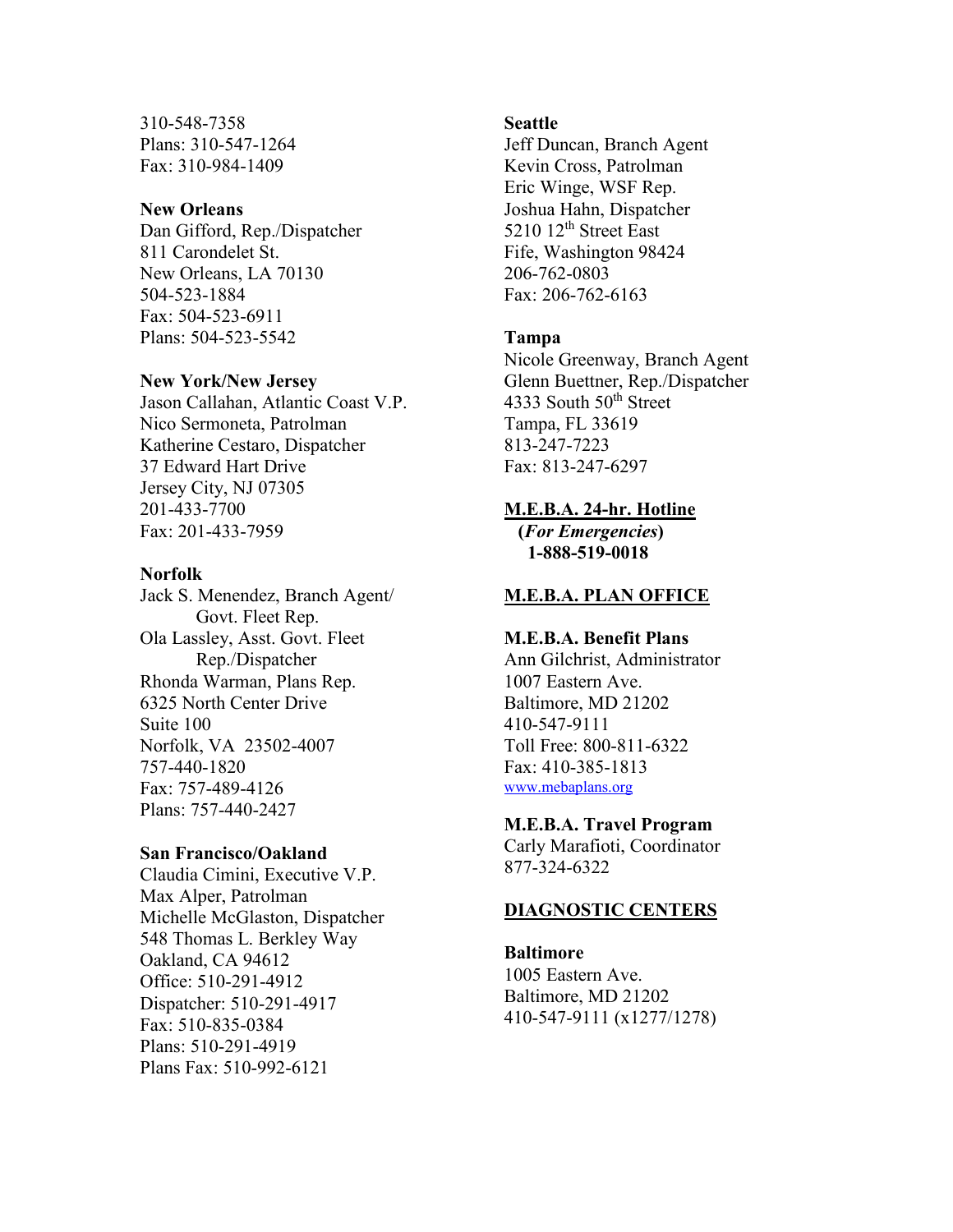310-548-7358
Plans: 310-547-1264
Fax: 310-984-1409

**New Orleans**
Dan Gifford, Rep./Dispatcher
811 Carondelet St.
New Orleans, LA 70130
504-523-1884
Fax: 504-523-6911
Plans: 504-523-5542

**New York/New Jersey**
Jason Callahan, Atlantic Coast V.P.
Nico Sermoneta, Patrolman
Katherine Cestaro, Dispatcher
37 Edward Hart Drive
Jersey City, NJ 07305
201-433-7700
Fax: 201-433-7959

**Norfolk**
Jack S. Menendez, Branch Agent/
Govt. Fleet Rep.
Ola Lassley, Asst. Govt. Fleet
Rep./Dispatcher
Rhonda Warman, Plans Rep.
6325 North Center Drive
Suite 100
Norfolk, VA 23502-4007
757-440-1820
Fax: 757-489-4126
Plans: 757-440-2427

**San Francisco/Oakland**
Claudia Cimini, Executive V.P.
Max Alper, Patrolman
Michelle McGlaston, Dispatcher
548 Thomas L. Berkley Way
Oakland, CA 94612
Office: 510-291-4912
Dispatcher: 510-291-4917
Fax: 510-835-0384
Plans: 510-291-4919
Plans Fax: 510-992-6121

**Seattle**
Jeff Duncan, Branch Agent
Kevin Cross, Patrolman
Eric Winge, WSF Rep.
Joshua Hahn, Dispatcher
5210 12th Street East
Fife, Washington 98424
206-762-0803
Fax: 206-762-6163

**Tampa**
Nicole Greenway, Branch Agent
Glenn Buettner, Rep./Dispatcher
4333 South 50th Street
Tampa, FL 33619
813-247-7223
Fax: 813-247-6297

**M.E.B.A. 24-hr. Hotline**
**(*For Emergencies*)**
**1-888-519-0018**

**M.E.B.A. PLAN OFFICE**

**M.E.B.A. Benefit Plans**
Ann Gilchrist, Administrator
1007 Eastern Ave.
Baltimore, MD 21202
410-547-9111
Toll Free: 800-811-6322
Fax: 410-385-1813
www.mebaplans.org

**M.E.B.A. Travel Program**
Carly Marafioti, Coordinator
877-324-6322

**DIAGNOSTIC CENTERS**

**Baltimore**
1005 Eastern Ave.
Baltimore, MD 21202
410-547-9111 (x1277/1278)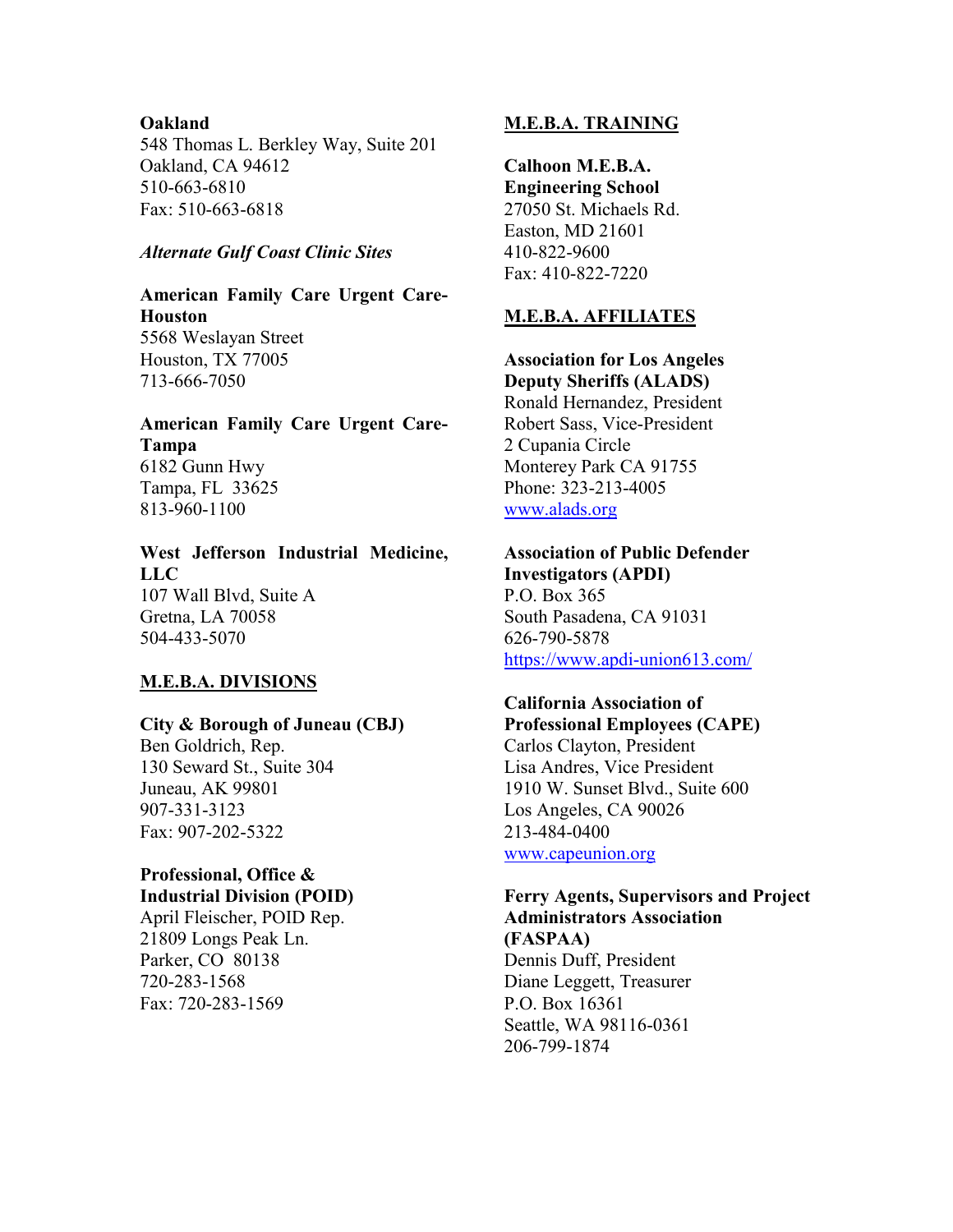**Oakland**
548 Thomas L. Berkley Way, Suite 201
Oakland, CA 94612
510-663-6810
Fax: 510-663-6818

*Alternate Gulf Coast Clinic Sites*

**American Family Care Urgent Care-Houston**
5568 Weslayan Street
Houston, TX 77005
713-666-7050

**American Family Care Urgent Care-Tampa**
6182 Gunn Hwy
Tampa, FL 33625
813-960-1100

**West Jefferson Industrial Medicine, LLC**
107 Wall Blvd, Suite A
Gretna, LA 70058
504-433-5070

## M.E.B.A. DIVISIONS

**City & Borough of Juneau (CBJ)**
Ben Goldrich, Rep.
130 Seward St., Suite 304
Juneau, AK 99801
907-331-3123
Fax: 907-202-5322

**Professional, Office & Industrial Division (POID)**
April Fleischer, POID Rep.
21809 Longs Peak Ln.
Parker, CO 80138
720-283-1568
Fax: 720-283-1569

## M.E.B.A. TRAINING

**Calhoon M.E.B.A. Engineering School**
27050 St. Michaels Rd.
Easton, MD 21601
410-822-9600
Fax: 410-822-7220

## M.E.B.A. AFFILIATES

**Association for Los Angeles Deputy Sheriffs (ALADS)**
Ronald Hernandez, President
Robert Sass, Vice-President
2 Cupania Circle
Monterey Park CA 91755
Phone: 323-213-4005
www.alads.org

**Association of Public Defender Investigators (APDI)**
P.O. Box 365
South Pasadena, CA 91031
626-790-5878
https://www.apdi-union613.com/

**California Association of Professional Employees (CAPE)**
Carlos Clayton, President
Lisa Andres, Vice President
1910 W. Sunset Blvd., Suite 600
Los Angeles, CA 90026
213-484-0400
www.capeunion.org

**Ferry Agents, Supervisors and Project Administrators Association (FASPAA)**
Dennis Duff, President
Diane Leggett, Treasurer
P.O. Box 16361
Seattle, WA 98116-0361
206-799-1874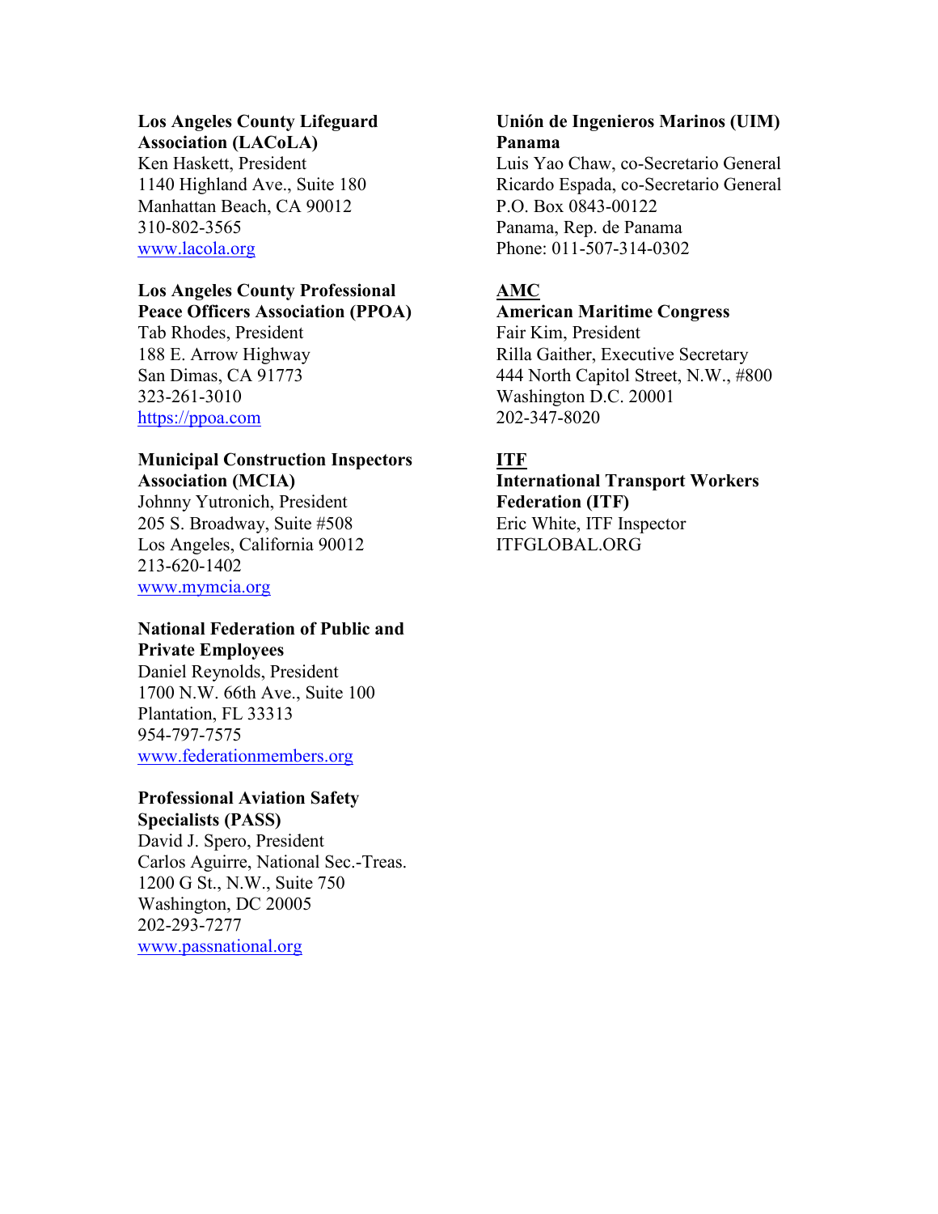**Los Angeles County Lifeguard Association (LACoLA)**
Ken Haskett, President
1140 Highland Ave., Suite 180
Manhattan Beach, CA 90012
310-802-3565
www.lacola.org

**Los Angeles County Professional Peace Officers Association (PPOA)**
Tab Rhodes, President
188 E. Arrow Highway
San Dimas, CA 91773
323-261-3010
https://ppoa.com

**Municipal Construction Inspectors Association (MCIA)**
Johnny Yutronich, President
205 S. Broadway, Suite #508
Los Angeles, California 90012
213-620-1402
www.mymcia.org

**National Federation of Public and Private Employees**
Daniel Reynolds, President
1700 N.W. 66th Ave., Suite 100
Plantation, FL 33313
954-797-7575
www.federationmembers.org

**Professional Aviation Safety Specialists (PASS)**
David J. Spero, President
Carlos Aguirre, National Sec.-Treas.
1200 G St., N.W., Suite 750
Washington, DC 20005
202-293-7277
www.passnational.org

**Unión de Ingenieros Marinos (UIM) Panama**
Luis Yao Chaw, co-Secretario General
Ricardo Espada, co-Secretario General
P.O. Box 0843-00122
Panama, Rep. de Panama
Phone: 011-507-314-0302

**AMC**

**American Maritime Congress**
Fair Kim, President
Rilla Gaither, Executive Secretary
444 North Capitol Street, N.W., #800
Washington D.C. 20001
202-347-8020

**ITF**

**International Transport Workers Federation (ITF)**
Eric White, ITF Inspector
ITFGLOBAL.ORG